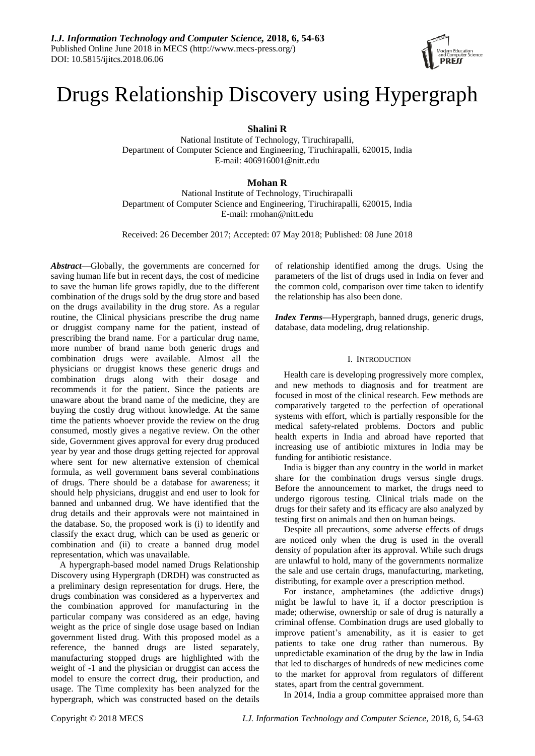# Drugs Relationship Discovery using Hypergraph

**Shalini R**

National Institute of Technology, Tiruchirapalli,
Department of Computer Science and Engineering, Tiruchirapalli, 620015, India
E-mail: 406916001@nitt.edu

**Mohan R**

National Institute of Technology, Tiruchirapalli
Department of Computer Science and Engineering, Tiruchirapalli, 620015, India
E-mail: rmohan@nitt.edu

Received: 26 December 2017; Accepted: 07 May 2018; Published: 08 June 2018

***Abstract***—Globally, the governments are concerned for saving human life but in recent days, the cost of medicine to save the human life grows rapidly, due to the different combination of the drugs sold by the drug store and based on the drugs availability in the drug store. As a regular routine, the Clinical physicians prescribe the drug name or druggist company name for the patient, instead of prescribing the brand name. For a particular drug name, more number of brand name both generic drugs and combination drugs were available. Almost all the physicians or druggist knows these generic drugs and combination drugs along with their dosage and recommends it for the patient. Since the patients are unaware about the brand name of the medicine, they are buying the costly drug without knowledge. At the same time the patients whoever provide the review on the drug consumed, mostly gives a negative review. On the other side, Government gives approval for every drug produced year by year and those drugs getting rejected for approval where sent for new alternative extension of chemical formula, as well government bans several combinations of drugs. There should be a database for awareness; it should help physicians, druggist and end user to look for banned and unbanned drug. We have identified that the drug details and their approvals were not maintained in the database. So, the proposed work is (i) to identify and classify the exact drug, which can be used as generic or combination and (ii) to create a banned drug model representation, which was unavailable.

A hypergraph-based model named Drugs Relationship Discovery using Hypergraph (DRDH) was constructed as a preliminary design representation for drugs. Here, the drugs combination was considered as a hypervertex and the combination approved for manufacturing in the particular company was considered as an edge, having weight as the price of single dose usage based on Indian government listed drug. With this proposed model as a reference, the banned drugs are listed separately, manufacturing stopped drugs are highlighted with the weight of -1 and the physician or druggist can access the model to ensure the correct drug, their production, and usage. The Time complexity has been analyzed for the hypergraph, which was constructed based on the details of relationship identified among the drugs. Using the parameters of the list of drugs used in India on fever and the common cold, comparison over time taken to identify the relationship has also been done.

***Index Terms***—Hypergraph, banned drugs, generic drugs, database, data modeling, drug relationship.

## I. INTRODUCTION

Health care is developing progressively more complex, and new methods to diagnosis and for treatment are focused in most of the clinical research. Few methods are comparatively targeted to the perfection of operational systems with effort, which is partially responsible for the medical safety-related problems. Doctors and public health experts in India and abroad have reported that increasing use of antibiotic mixtures in India may be funding for antibiotic resistance.

India is bigger than any country in the world in market share for the combination drugs versus single drugs. Before the announcement to market, the drugs need to undergo rigorous testing. Clinical trials made on the drugs for their safety and its efficacy are also analyzed by testing first on animals and then on human beings.

Despite all precautions, some adverse effects of drugs are noticed only when the drug is used in the overall density of population after its approval. While such drugs are unlawful to hold, many of the governments normalize the sale and use certain drugs, manufacturing, marketing, distributing, for example over a prescription method.

For instance, amphetamines (the addictive drugs) might be lawful to have it, if a doctor prescription is made; otherwise, ownership or sale of drug is naturally a criminal offense. Combination drugs are used globally to improve patient's amenability, as it is easier to get patients to take one drug rather than numerous. By unpredictable examination of the drug by the law in India that led to discharges of hundreds of new medicines come to the market for approval from regulators of different states, apart from the central government.

In 2014, India a group committee appraised more than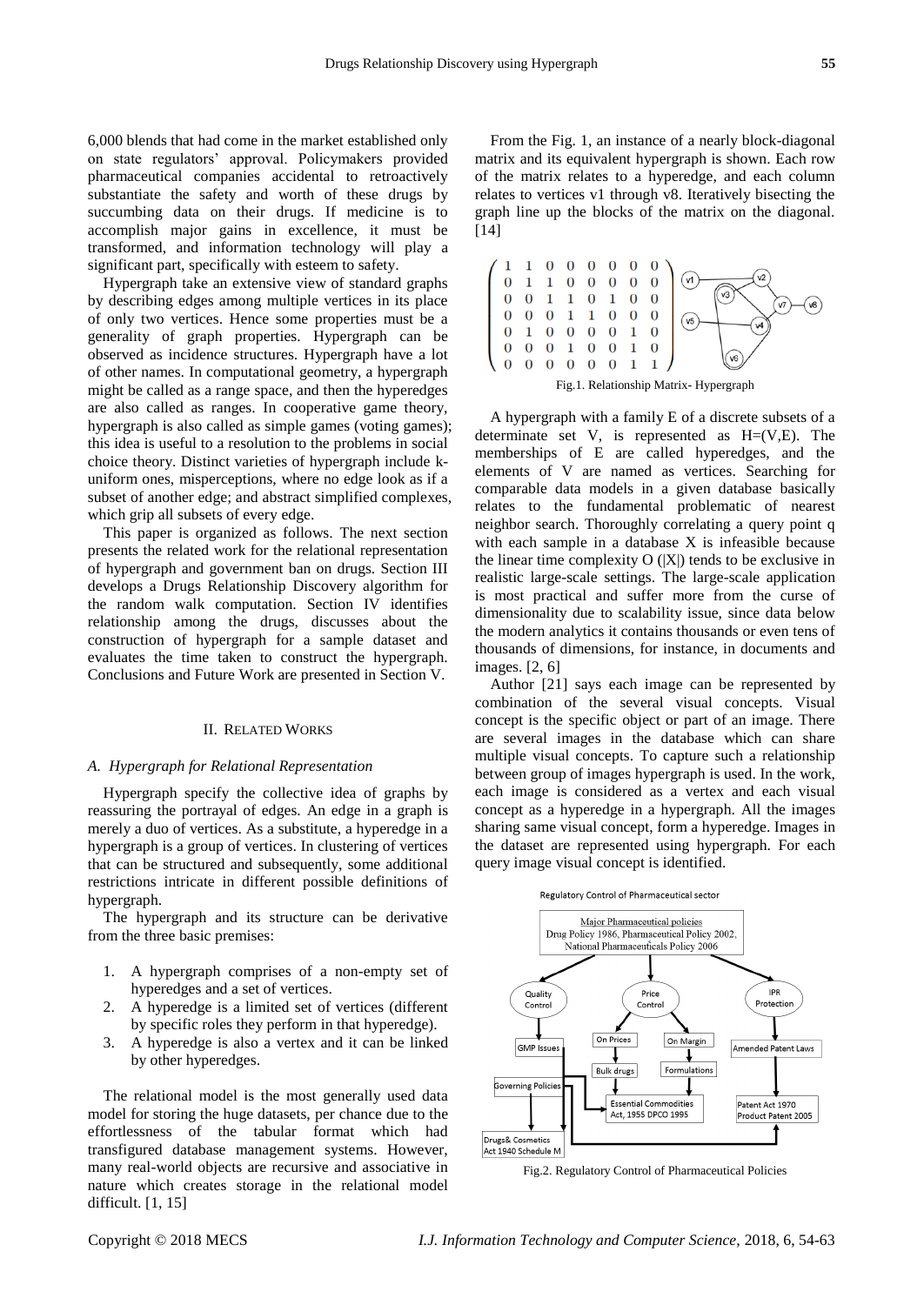6,000 blends that had come in the market established only on state regulators' approval. Policymakers provided pharmaceutical companies accidental to retroactively substantiate the safety and worth of these drugs by succumbing data on their drugs. If medicine is to accomplish major gains in excellence, it must be transformed, and information technology will play a significant part, specifically with esteem to safety.

Hypergraph take an extensive view of standard graphs by describing edges among multiple vertices in its place of only two vertices. Hence some properties must be a generality of graph properties. Hypergraph can be observed as incidence structures. Hypergraph have a lot of other names. In computational geometry, a hypergraph might be called as a range space, and then the hyperedges are also called as ranges. In cooperative game theory, hypergraph is also called as simple games (voting games); this idea is useful to a resolution to the problems in social choice theory. Distinct varieties of hypergraph include k-uniform ones, misperceptions, where no edge look as if a subset of another edge; and abstract simplified complexes, which grip all subsets of every edge.

This paper is organized as follows. The next section presents the related work for the relational representation of hypergraph and government ban on drugs. Section III develops a Drugs Relationship Discovery algorithm for the random walk computation. Section IV identifies relationship among the drugs, discusses about the construction of hypergraph for a sample dataset and evaluates the time taken to construct the hypergraph. Conclusions and Future Work are presented in Section V.

## II. Related Works

### A. Hypergraph for Relational Representation

Hypergraph specify the collective idea of graphs by reassuring the portrayal of edges. An edge in a graph is merely a duo of vertices. As a substitute, a hyperedge in a hypergraph is a group of vertices. In clustering of vertices that can be structured and subsequently, some additional restrictions intricate in different possible definitions of hypergraph.

The hypergraph and its structure can be derivative from the three basic premises:

1. A hypergraph comprises of a non-empty set of hyperedges and a set of vertices.
2. A hyperedge is a limited set of vertices (different by specific roles they perform in that hyperedge).
3. A hyperedge is also a vertex and it can be linked by other hyperedges.

The relational model is the most generally used data model for storing the huge datasets, per chance due to the effortlessness of the tabular format which had transfigured database management systems. However, many real-world objects are recursive and associative in nature which creates storage in the relational model difficult. [1, 15]

From the Fig. 1, an instance of a nearly block-diagonal matrix and its equivalent hypergraph is shown. Each row of the matrix relates to a hyperedge, and each column relates to vertices v1 through v8. Iteratively bisecting the graph line up the blocks of the matrix on the diagonal. [14]

$$\begin{pmatrix} 1 & 1 & 0 & 0 & 0 & 0 & 0 & 0 \\ 0 & 1 & 1 & 0 & 0 & 0 & 0 & 0 \\ 0 & 0 & 1 & 1 & 0 & 1 & 0 & 0 \\ 0 & 0 & 0 & 1 & 1 & 0 & 0 & 0 \\ 0 & 1 & 0 & 0 & 0 & 0 & 1 & 0 \\ 0 & 0 & 0 & 1 & 0 & 0 & 1 & 0 \\ 0 & 0 & 0 & 0 & 0 & 0 & 1 & 1 \end{pmatrix}$$

Fig.1. Relationship Matrix- Hypergraph

A hypergraph with a family E of a discrete subsets of a determinate set V, is represented as H=(V,E). The memberships of E are called hyperedges, and the elements of V are named as vertices. Searching for comparable data models in a given database basically relates to the fundamental problematic of nearest neighbor search. Thoroughly correlating a query point q with each sample in a database X is infeasible because the linear time complexity O (|X|) tends to be exclusive in realistic large-scale settings. The large-scale application is most practical and suffer more from the curse of dimensionality due to scalability issue, since data below the modern analytics it contains thousands or even tens of thousands of dimensions, for instance, in documents and images. [2, 6]

Author [21] says each image can be represented by combination of the several visual concepts. Visual concept is the specific object or part of an image. There are several images in the database which can share multiple visual concepts. To capture such a relationship between group of images hypergraph is used. In the work, each image is considered as a vertex and each visual concept as a hyperedge in a hypergraph. All the images sharing same visual concept, form a hyperedge. Images in the dataset are represented using hypergraph. For each query image visual concept is identified.

Fig.2. Regulatory Control of Pharmaceutical Policies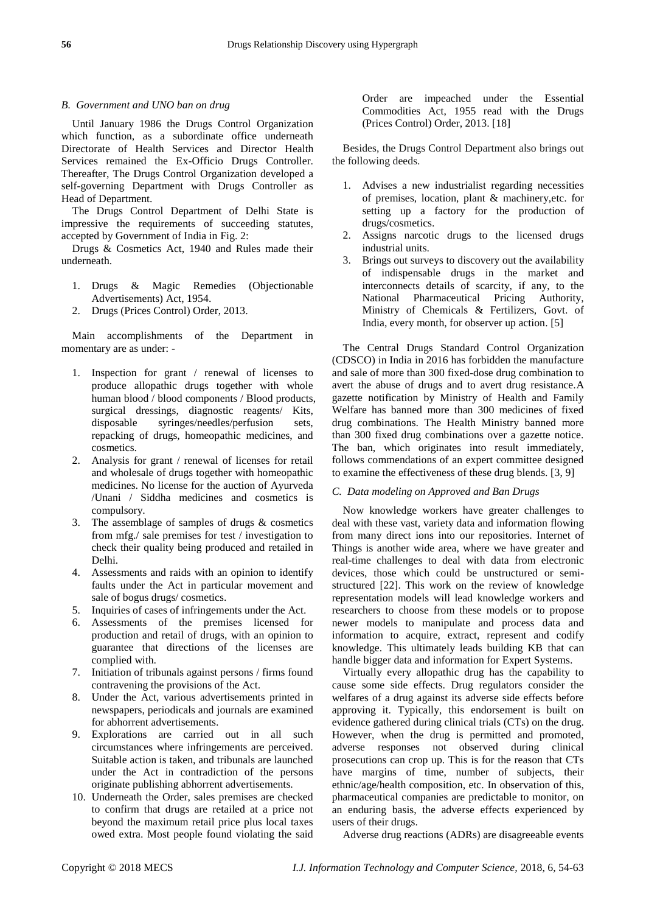### B. Government and UNO ban on drug

Until January 1986 the Drugs Control Organization which function, as a subordinate office underneath Directorate of Health Services and Director Health Services remained the Ex-Officio Drugs Controller. Thereafter, The Drugs Control Organization developed a self-governing Department with Drugs Controller as Head of Department.

The Drugs Control Department of Delhi State is impressive the requirements of succeeding statutes, accepted by Government of India in Fig. 2:

Drugs & Cosmetics Act, 1940 and Rules made their underneath.

1. Drugs & Magic Remedies (Objectionable Advertisements) Act, 1954.
2. Drugs (Prices Control) Order, 2013.

Main accomplishments of the Department in momentary are as under: -

1. Inspection for grant / renewal of licenses to produce allopathic drugs together with whole human blood / blood components / Blood products, surgical dressings, diagnostic reagents/ Kits, disposable syringes/needles/perfusion sets, repacking of drugs, homeopathic medicines, and cosmetics.
2. Analysis for grant / renewal of licenses for retail and wholesale of drugs together with homeopathic medicines. No license for the auction of Ayurveda /Unani / Siddha medicines and cosmetics is compulsory.
3. The assemblage of samples of drugs & cosmetics from mfg./ sale premises for test / investigation to check their quality being produced and retailed in Delhi.
4. Assessments and raids with an opinion to identify faults under the Act in particular movement and sale of bogus drugs/ cosmetics.
5. Inquiries of cases of infringements under the Act.
6. Assessments of the premises licensed for production and retail of drugs, with an opinion to guarantee that directions of the licenses are complied with.
7. Initiation of tribunals against persons / firms found contravening the provisions of the Act.
8. Under the Act, various advertisements printed in newspapers, periodicals and journals are examined for abhorrent advertisements.
9. Explorations are carried out in all such circumstances where infringements are perceived. Suitable action is taken, and tribunals are launched under the Act in contradiction of the persons originate publishing abhorrent advertisements.
10. Underneath the Order, sales premises are checked to confirm that drugs are retailed at a price not beyond the maximum retail price plus local taxes owed extra. Most people found violating the said Order are impeached under the Essential Commodities Act, 1955 read with the Drugs (Prices Control) Order, 2013. [18]

Besides, the Drugs Control Department also brings out the following deeds.

1. Advises a new industrialist regarding necessities of premises, location, plant & machinery,etc. for setting up a factory for the production of drugs/cosmetics.
2. Assigns narcotic drugs to the licensed drugs industrial units.
3. Brings out surveys to discovery out the availability of indispensable drugs in the market and interconnects details of scarcity, if any, to the National Pharmaceutical Pricing Authority, Ministry of Chemicals & Fertilizers, Govt. of India, every month, for observer up action. [5]

The Central Drugs Standard Control Organization (CDSCO) in India in 2016 has forbidden the manufacture and sale of more than 300 fixed-dose drug combination to avert the abuse of drugs and to avert drug resistance.A gazette notification by Ministry of Health and Family Welfare has banned more than 300 medicines of fixed drug combinations. The Health Ministry banned more than 300 fixed drug combinations over a gazette notice. The ban, which originates into result immediately, follows commendations of an expert committee designed to examine the effectiveness of these drug blends. [3, 9]

### C. Data modeling on Approved and Ban Drugs

Now knowledge workers have greater challenges to deal with these vast, variety data and information flowing from many direct ions into our repositories. Internet of Things is another wide area, where we have greater and real-time challenges to deal with data from electronic devices, those which could be unstructured or semi-structured [22]. This work on the review of knowledge representation models will lead knowledge workers and researchers to choose from these models or to propose newer models to manipulate and process data and information to acquire, extract, represent and codify knowledge. This ultimately leads building KB that can handle bigger data and information for Expert Systems.

Virtually every allopathic drug has the capability to cause some side effects. Drug regulators consider the welfares of a drug against its adverse side effects before approving it. Typically, this endorsement is built on evidence gathered during clinical trials (CTs) on the drug. However, when the drug is permitted and promoted, adverse responses not observed during clinical prosecutions can crop up. This is for the reason that CTs have margins of time, number of subjects, their ethnic/age/health composition, etc. In observation of this, pharmaceutical companies are predictable to monitor, on an enduring basis, the adverse effects experienced by users of their drugs.

Adverse drug reactions (ADRs) are disagreeable events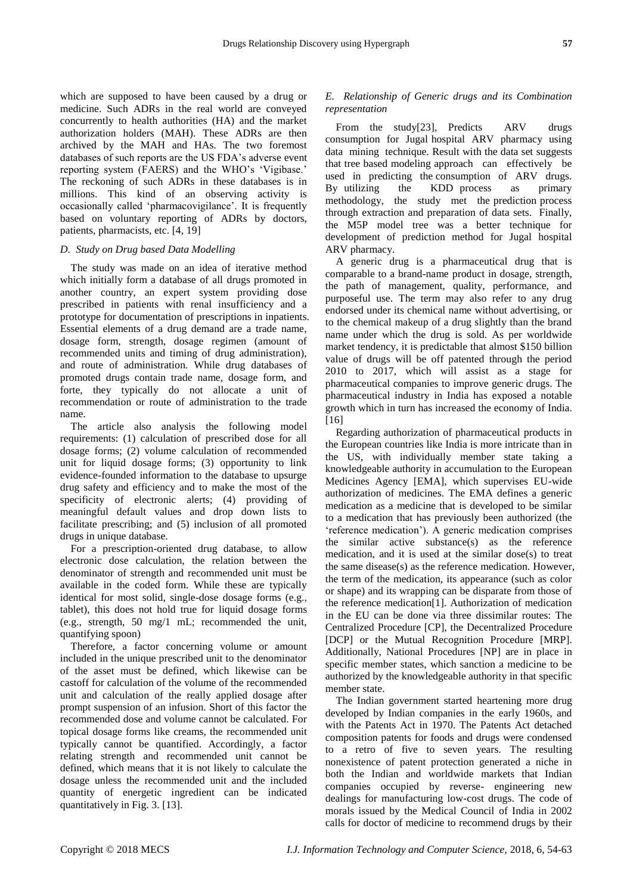which are supposed to have been caused by a drug or medicine. Such ADRs in the real world are conveyed concurrently to health authorities (HA) and the market authorization holders (MAH). These ADRs are then archived by the MAH and HAs. The two foremost databases of such reports are the US FDA's adverse event reporting system (FAERS) and the WHO's 'Vigibase.' The reckoning of such ADRs in these databases is in millions. This kind of an observing activity is occasionally called 'pharmacovigilance'. It is frequently based on voluntary reporting of ADRs by doctors, patients, pharmacists, etc. [4, 19]

### *D. Study on Drug based Data Modelling*

The study was made on an idea of iterative method which initially form a database of all drugs promoted in another country, an expert system providing dose prescribed in patients with renal insufficiency and a prototype for documentation of prescriptions in inpatients. Essential elements of a drug demand are a trade name, dosage form, strength, dosage regimen (amount of recommended units and timing of drug administration), and route of administration. While drug databases of promoted drugs contain trade name, dosage form, and forte, they typically do not allocate a unit of recommendation or route of administration to the trade name.

The article also analysis the following model requirements: (1) calculation of prescribed dose for all dosage forms; (2) volume calculation of recommended unit for liquid dosage forms; (3) opportunity to link evidence-founded information to the database to upsurge drug safety and efficiency and to make the most of the specificity of electronic alerts; (4) providing of meaningful default values and drop down lists to facilitate prescribing; and (5) inclusion of all promoted drugs in unique database.

For a prescription-oriented drug database, to allow electronic dose calculation, the relation between the denominator of strength and recommended unit must be available in the coded form. While these are typically identical for most solid, single-dose dosage forms (e.g., tablet), this does not hold true for liquid dosage forms (e.g., strength, 50 mg/1 mL; recommended the unit, quantifying spoon)

Therefore, a factor concerning volume or amount included in the unique prescribed unit to the denominator of the asset must be defined, which likewise can be castoff for calculation of the volume of the recommended unit and calculation of the really applied dosage after prompt suspension of an infusion. Short of this factor the recommended dose and volume cannot be calculated. For topical dosage forms like creams, the recommended unit typically cannot be quantified. Accordingly, a factor relating strength and recommended unit cannot be defined, which means that it is not likely to calculate the dosage unless the recommended unit and the included quantity of energetic ingredient can be indicated quantitatively in Fig. 3. [13].

### *E. Relationship of Generic drugs and its Combination representation*

From the study[23], Predicts ARV drugs consumption for Jugal hospital ARV pharmacy using data mining technique. Result with the data set suggests that tree based modeling approach can effectively be used in predicting the consumption of ARV drugs. By utilizing the KDD process as primary methodology, the study met the prediction process through extraction and preparation of data sets. Finally, the M5P model tree was a better technique for development of prediction method for Jugal hospital ARV pharmacy.

A generic drug is a pharmaceutical drug that is comparable to a brand-name product in dosage, strength, the path of management, quality, performance, and purposeful use. The term may also refer to any drug endorsed under its chemical name without advertising, or to the chemical makeup of a drug slightly than the brand name under which the drug is sold. As per worldwide market tendency, it is predictable that almost $150 billion value of drugs will be off patented through the period 2010 to 2017, which will assist as a stage for pharmaceutical companies to improve generic drugs. The pharmaceutical industry in India has exposed a notable growth which in turn has increased the economy of India. [16]

Regarding authorization of pharmaceutical products in the European countries like India is more intricate than in the US, with individually member state taking a knowledgeable authority in accumulation to the European Medicines Agency [EMA], which supervises EU-wide authorization of medicines. The EMA defines a generic medication as a medicine that is developed to be similar to a medication that has previously been authorized (the 'reference medication'). A generic medication comprises the similar active substance(s) as the reference medication, and it is used at the similar dose(s) to treat the same disease(s) as the reference medication. However, the term of the medication, its appearance (such as color or shape) and its wrapping can be disparate from those of the reference medication[1]. Authorization of medication in the EU can be done via three dissimilar routes: The Centralized Procedure [CP], the Decentralized Procedure [DCP] or the Mutual Recognition Procedure [MRP]. Additionally, National Procedures [NP] are in place in specific member states, which sanction a medicine to be authorized by the knowledgeable authority in that specific member state.

The Indian government started heartening more drug developed by Indian companies in the early 1960s, and with the Patents Act in 1970. The Patents Act detached composition patents for foods and drugs were condensed to a retro of five to seven years. The resulting nonexistence of patent protection generated a niche in both the Indian and worldwide markets that Indian companies occupied by reverse- engineering new dealings for manufacturing low-cost drugs. The code of morals issued by the Medical Council of India in 2002 calls for doctor of medicine to recommend drugs by their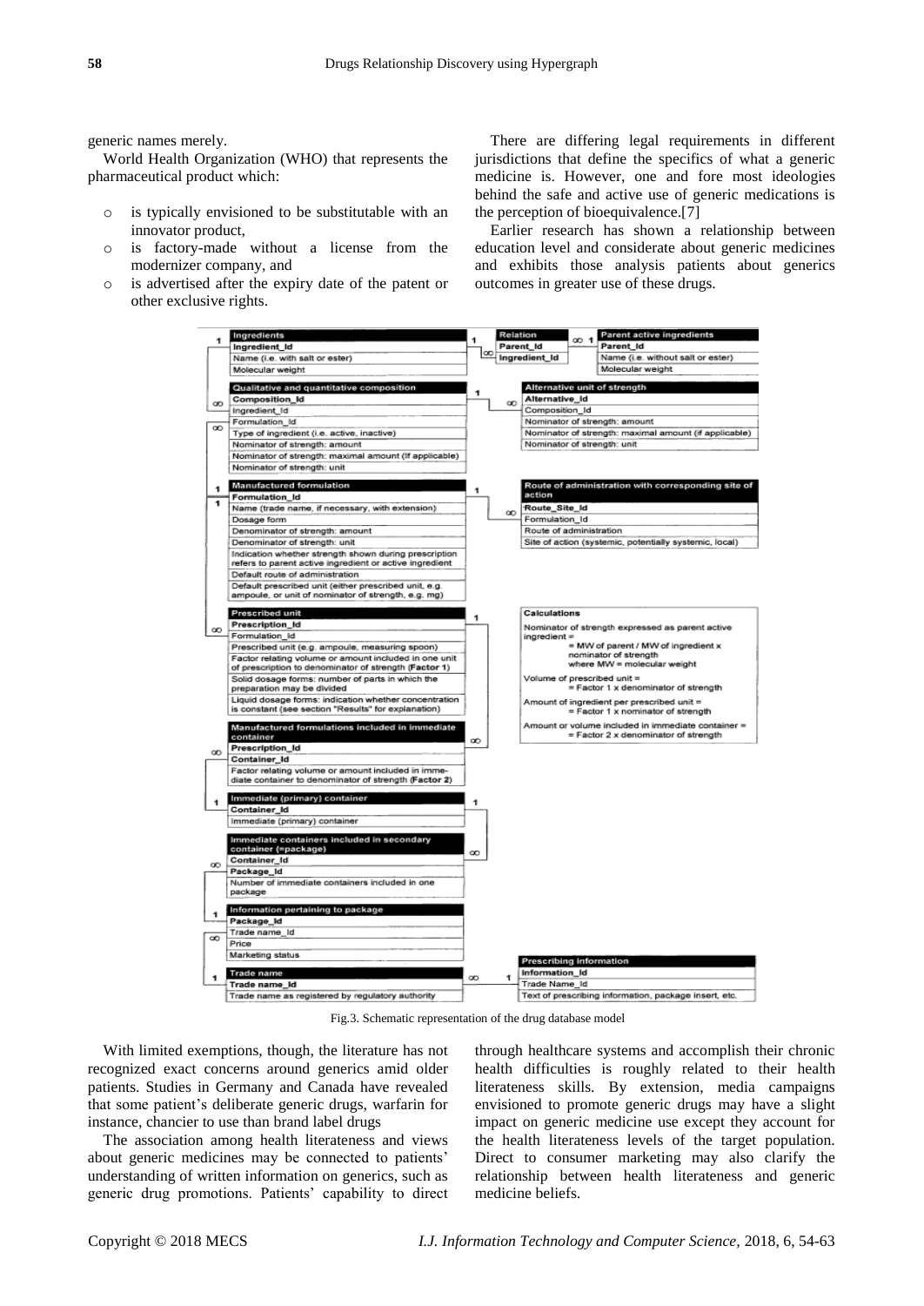generic names merely.

World Health Organization (WHO) that represents the pharmaceutical product which:

- is typically envisioned to be substitutable with an innovator product,
- is factory-made without a license from the modernizer company, and
- is advertised after the expiry date of the patent or other exclusive rights.

There are differing legal requirements in different jurisdictions that define the specifics of what a generic medicine is. However, one and fore most ideologies behind the safe and active use of generic medications is the perception of bioequivalence.[7]

Earlier research has shown a relationship between education level and considerate about generic medicines and exhibits those analysis patients about generics outcomes in greater use of these drugs.

Fig.3. Schematic representation of the drug database model

With limited exemptions, though, the literature has not recognized exact concerns around generics amid older patients. Studies in Germany and Canada have revealed that some patient's deliberate generic drugs, warfarin for instance, chancier to use than brand label drugs

The association among health literateness and views about generic medicines may be connected to patients' understanding of written information on generics, such as generic drug promotions. Patients' capability to direct through healthcare systems and accomplish their chronic health difficulties is roughly related to their health literateness skills. By extension, media campaigns envisioned to promote generic drugs may have a slight impact on generic medicine use except they account for the health literateness levels of the target population. Direct to consumer marketing may also clarify the relationship between health literateness and generic medicine beliefs.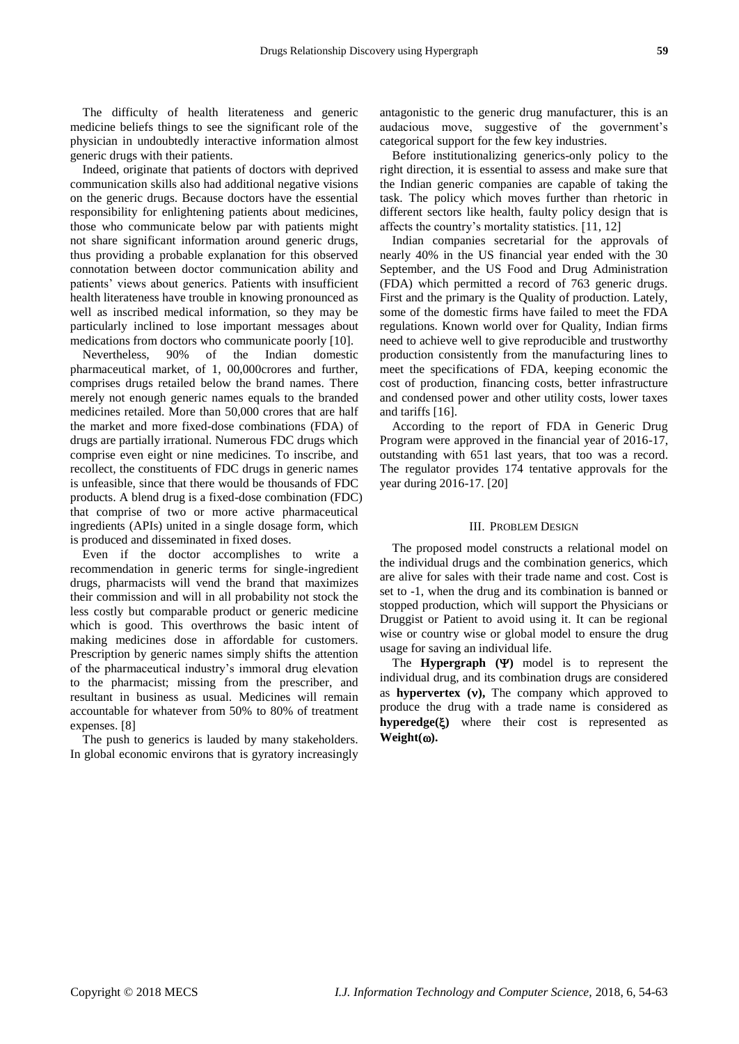The difficulty of health literateness and generic medicine beliefs things to see the significant role of the physician in undoubtedly interactive information almost generic drugs with their patients.

Indeed, originate that patients of doctors with deprived communication skills also had additional negative visions on the generic drugs. Because doctors have the essential responsibility for enlightening patients about medicines, those who communicate below par with patients might not share significant information around generic drugs, thus providing a probable explanation for this observed connotation between doctor communication ability and patients' views about generics. Patients with insufficient health literateness have trouble in knowing pronounced as well as inscribed medical information, so they may be particularly inclined to lose important messages about medications from doctors who communicate poorly [10].

Nevertheless, 90% of the Indian domestic pharmaceutical market, of 1, 00,000crores and further, comprises drugs retailed below the brand names. There merely not enough generic names equals to the branded medicines retailed. More than 50,000 crores that are half the market and more fixed-dose combinations (FDA) of drugs are partially irrational. Numerous FDC drugs which comprise even eight or nine medicines. To inscribe, and recollect, the constituents of FDC drugs in generic names is unfeasible, since that there would be thousands of FDC products. A blend drug is a fixed-dose combination (FDC) that comprise of two or more active pharmaceutical ingredients (APIs) united in a single dosage form, which is produced and disseminated in fixed doses.

Even if the doctor accomplishes to write a recommendation in generic terms for single-ingredient drugs, pharmacists will vend the brand that maximizes their commission and will in all probability not stock the less costly but comparable product or generic medicine which is good. This overthrows the basic intent of making medicines dose in affordable for customers. Prescription by generic names simply shifts the attention of the pharmaceutical industry's immoral drug elevation to the pharmacist; missing from the prescriber, and resultant in business as usual. Medicines will remain accountable for whatever from 50% to 80% of treatment expenses. [8]

The push to generics is lauded by many stakeholders. In global economic environs that is gyratory increasingly antagonistic to the generic drug manufacturer, this is an audacious move, suggestive of the government's categorical support for the few key industries.

Before institutionalizing generics-only policy to the right direction, it is essential to assess and make sure that the Indian generic companies are capable of taking the task. The policy which moves further than rhetoric in different sectors like health, faulty policy design that is affects the country's mortality statistics. [11, 12]

Indian companies secretarial for the approvals of nearly 40% in the US financial year ended with the 30 September, and the US Food and Drug Administration (FDA) which permitted a record of 763 generic drugs. First and the primary is the Quality of production. Lately, some of the domestic firms have failed to meet the FDA regulations. Known world over for Quality, Indian firms need to achieve well to give reproducible and trustworthy production consistently from the manufacturing lines to meet the specifications of FDA, keeping economic the cost of production, financing costs, better infrastructure and condensed power and other utility costs, lower taxes and tariffs [16].

According to the report of FDA in Generic Drug Program were approved in the financial year of 2016-17, outstanding with 651 last years, that too was a record. The regulator provides 174 tentative approvals for the year during 2016-17. [20]

## III. Problem Design

The proposed model constructs a relational model on the individual drugs and the combination generics, which are alive for sales with their trade name and cost. Cost is set to -1, when the drug and its combination is banned or stopped production, which will support the Physicians or Druggist or Patient to avoid using it. It can be regional wise or country wise or global model to ensure the drug usage for saving an individual life.

The **Hypergraph (Ψ)** model is to represent the individual drug, and its combination drugs are considered as **hypervertex (ν),** The company which approved to produce the drug with a trade name is considered as **hyperedge(ξ)** where their cost is represented as **Weight(ω).**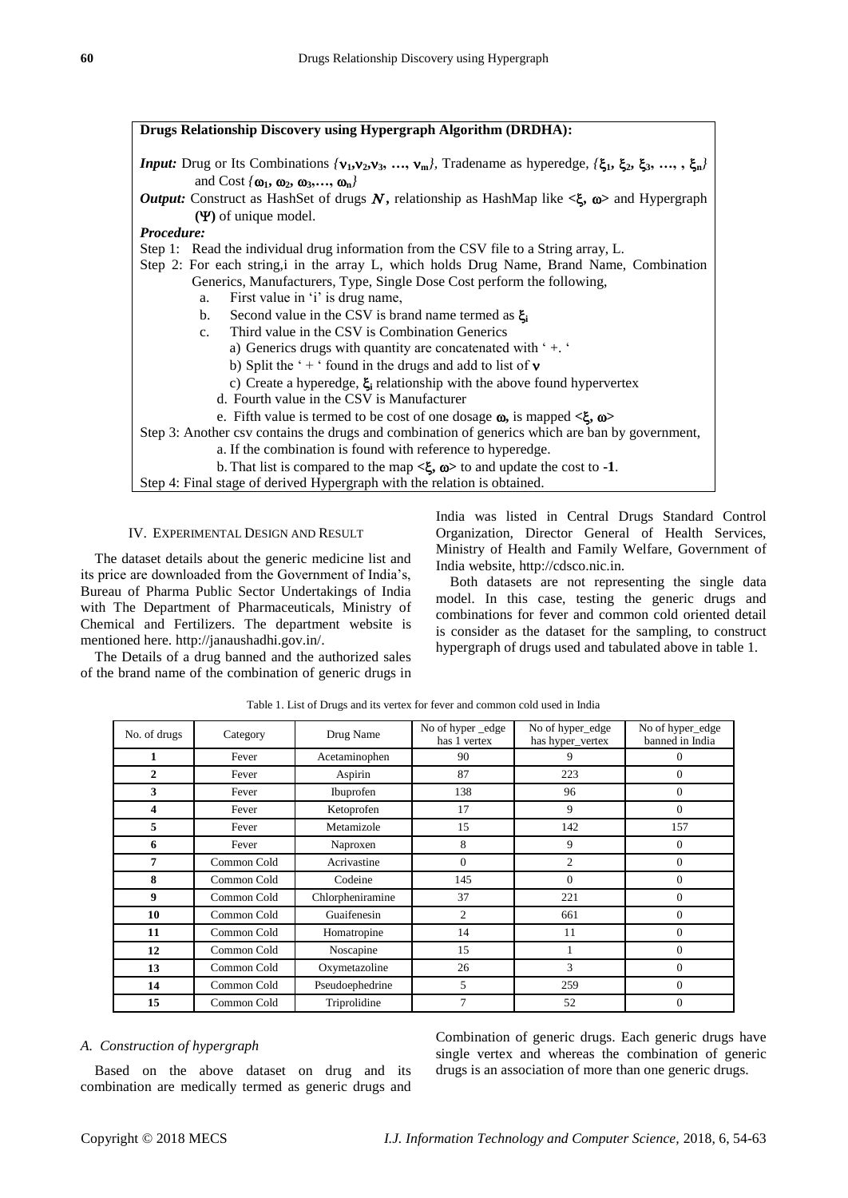**Drugs Relationship Discovery using Hypergraph Algorithm (DRDHA):**

***Input:*** Drug or Its Combinations $\{\nu_1, \nu_2, \nu_3, \ldots, \nu_m\}$, Tradename as hyperedge, $\{\xi_1, \xi_2, \xi_3, \ldots, \xi_n\}$ and Cost $\{\omega_1, \omega_2, \omega_3, \ldots, \omega_n\}$

***Output:*** Construct as HashSet of drugs $\mathcal{N}$, relationship as HashMap like $<\xi, \omega>$ and Hypergraph $(\Psi)$ of unique model.

***Procedure:***

Step 1: Read the individual drug information from the CSV file to a String array, L.

Step 2: For each string,i in the array L, which holds Drug Name, Brand Name, Combination Generics, Manufacturers, Type, Single Dose Cost perform the following,

a. First value in 'i' is drug name,
b. Second value in the CSV is brand name termed as $\xi_i$
c. Third value in the CSV is Combination Generics
   a) Generics drugs with quantity are concatenated with ' +. '
   b) Split the ' + ' found in the drugs and add to list of $\nu$
   c) Create a hyperedge, $\xi_i$ relationship with the above found hypervertex
d. Fourth value in the CSV is Manufacturer
e. Fifth value is termed to be cost of one dosage $\omega$, is mapped $<\xi, \omega>$

Step 3: Another csv contains the drugs and combination of generics which are ban by government,

a. If the combination is found with reference to hyperedge.
b. That list is compared to the map $<\xi, \omega>$ to and update the cost to **-1**.

Step 4: Final stage of derived Hypergraph with the relation is obtained.

## IV. Experimental Design and Result

The dataset details about the generic medicine list and its price are downloaded from the Government of India's, Bureau of Pharma Public Sector Undertakings of India with The Department of Pharmaceuticals, Ministry of Chemical and Fertilizers. The department website is mentioned here. http://janaushadhi.gov.in/.

The Details of a drug banned and the authorized sales of the brand name of the combination of generic drugs in India was listed in Central Drugs Standard Control Organization, Director General of Health Services, Ministry of Health and Family Welfare, Government of India website, http://cdsco.nic.in.

Both datasets are not representing the single data model. In this case, testing the generic drugs and combinations for fever and common cold oriented detail is consider as the dataset for the sampling, to construct hypergraph of drugs used and tabulated above in table 1.

Table 1. List of Drugs and its vertex for fever and common cold used in India

| No. of drugs | Category | Drug Name | No of hyper _edge has 1 vertex | No of hyper_edge has hyper_vertex | No of hyper_edge banned in India |
|---|---|---|---|---|---|
| **1** | Fever | Acetaminophen | 90 | 9 | 0 |
| **2** | Fever | Aspirin | 87 | 223 | 0 |
| **3** | Fever | Ibuprofen | 138 | 96 | 0 |
| **4** | Fever | Ketoprofen | 17 | 9 | 0 |
| **5** | Fever | Metamizole | 15 | 142 | 157 |
| **6** | Fever | Naproxen | 8 | 9 | 0 |
| **7** | Common Cold | Acrivastine | 0 | 2 | 0 |
| **8** | Common Cold | Codeine | 145 | 0 | 0 |
| **9** | Common Cold | Chlorpheniramine | 37 | 221 | 0 |
| **10** | Common Cold | Guaifenesin | 2 | 661 | 0 |
| **11** | Common Cold | Homatropine | 14 | 11 | 0 |
| **12** | Common Cold | Noscapine | 15 | 1 | 0 |
| **13** | Common Cold | Oxymetazoline | 26 | 3 | 0 |
| **14** | Common Cold | Pseudoephedrine | 5 | 259 | 0 |
| **15** | Common Cold | Triprolidine | 7 | 52 | 0 |

### *A. Construction of hypergraph*

Based on the above dataset on drug and its combination are medically termed as generic drugs and Combination of generic drugs. Each generic drugs have single vertex and whereas the combination of generic drugs is an association of more than one generic drugs.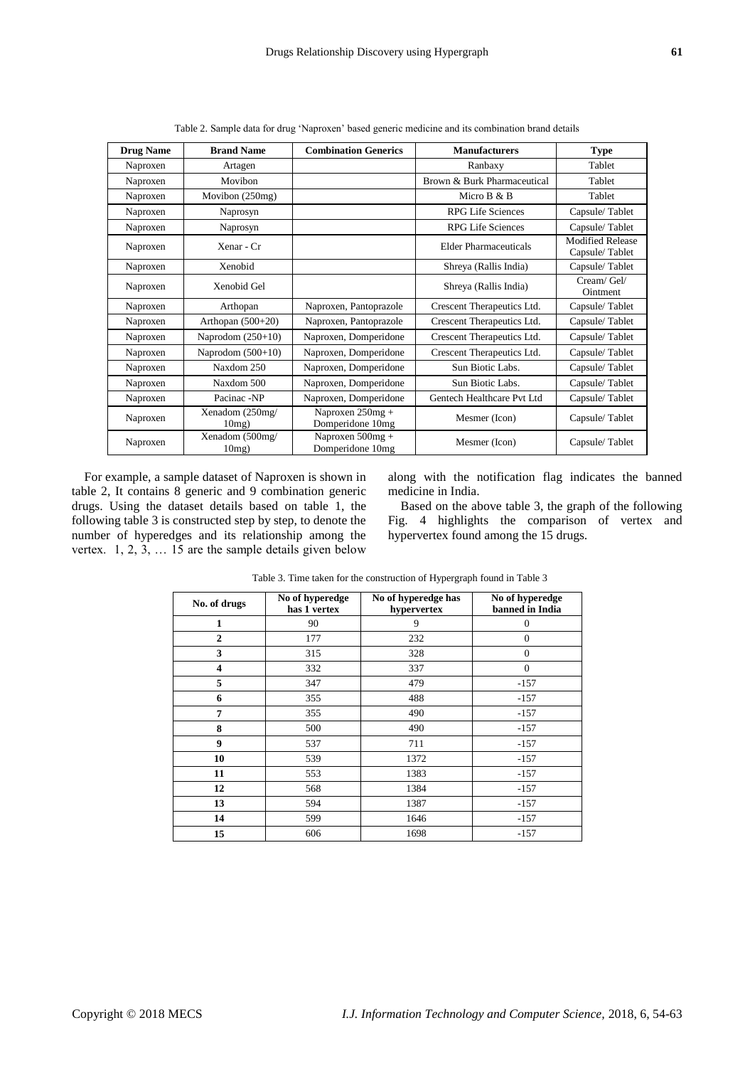Table 2. Sample data for drug 'Naproxen' based generic medicine and its combination brand details

| Drug Name | Brand Name | Combination Generics | Manufacturers | Type |
|---|---|---|---|---|
| Naproxen | Artagen | | Ranbaxy | Tablet |
| Naproxen | Movibon | | Brown & Burk Pharmaceutical | Tablet |
| Naproxen | Movibon (250mg) | | Micro B & B | Tablet |
| Naproxen | Naprosyn | | RPG Life Sciences | Capsule/ Tablet |
| Naproxen | Naprosyn | | RPG Life Sciences | Capsule/ Tablet |
| Naproxen | Xenar - Cr | | Elder Pharmaceuticals | Modified Release Capsule/ Tablet |
| Naproxen | Xenobid | | Shreya (Rallis India) | Capsule/ Tablet |
| Naproxen | Xenobid Gel | | Shreya (Rallis India) | Cream/ Gel/ Ointment |
| Naproxen | Arthopan | Naproxen, Pantoprazole | Crescent Therapeutics Ltd. | Capsule/ Tablet |
| Naproxen | Arthopan (500+20) | Naproxen, Pantoprazole | Crescent Therapeutics Ltd. | Capsule/ Tablet |
| Naproxen | Naprodom (250+10) | Naproxen, Domperidone | Crescent Therapeutics Ltd. | Capsule/ Tablet |
| Naproxen | Naprodom (500+10) | Naproxen, Domperidone | Crescent Therapeutics Ltd. | Capsule/ Tablet |
| Naproxen | Naxdom 250 | Naproxen, Domperidone | Sun Biotic Labs. | Capsule/ Tablet |
| Naproxen | Naxdom 500 | Naproxen, Domperidone | Sun Biotic Labs. | Capsule/ Tablet |
| Naproxen | Pacinac -NP | Naproxen, Domperidone | Gentech Healthcare Pvt Ltd | Capsule/ Tablet |
| Naproxen | Xenadom (250mg/ 10mg) | Naproxen 250mg + Domperidone 10mg | Mesmer (Icon) | Capsule/ Tablet |
| Naproxen | Xenadom (500mg/ 10mg) | Naproxen 500mg + Domperidone 10mg | Mesmer (Icon) | Capsule/ Tablet |

For example, a sample dataset of Naproxen is shown in table 2, It contains 8 generic and 9 combination generic drugs. Using the dataset details based on table 1, the following table 3 is constructed step by step, to denote the number of hyperedges and its relationship among the vertex. 1, 2, 3, … 15 are the sample details given below along with the notification flag indicates the banned medicine in India.

Based on the above table 3, the graph of the following Fig. 4 highlights the comparison of vertex and hypervertex found among the 15 drugs.

Table 3. Time taken for the construction of Hypergraph found in Table 3

| No. of drugs | No of hyperedge has 1 vertex | No of hyperedge has hypervertex | No of hyperedge banned in India |
|---|---|---|---|
| **1** | 90 | 9 | 0 |
| **2** | 177 | 232 | 0 |
| **3** | 315 | 328 | 0 |
| **4** | 332 | 337 | 0 |
| **5** | 347 | 479 | -157 |
| **6** | 355 | 488 | -157 |
| **7** | 355 | 490 | -157 |
| **8** | 500 | 490 | -157 |
| **9** | 537 | 711 | -157 |
| **10** | 539 | 1372 | -157 |
| **11** | 553 | 1383 | -157 |
| **12** | 568 | 1384 | -157 |
| **13** | 594 | 1387 | -157 |
| **14** | 599 | 1646 | -157 |
| **15** | 606 | 1698 | -157 |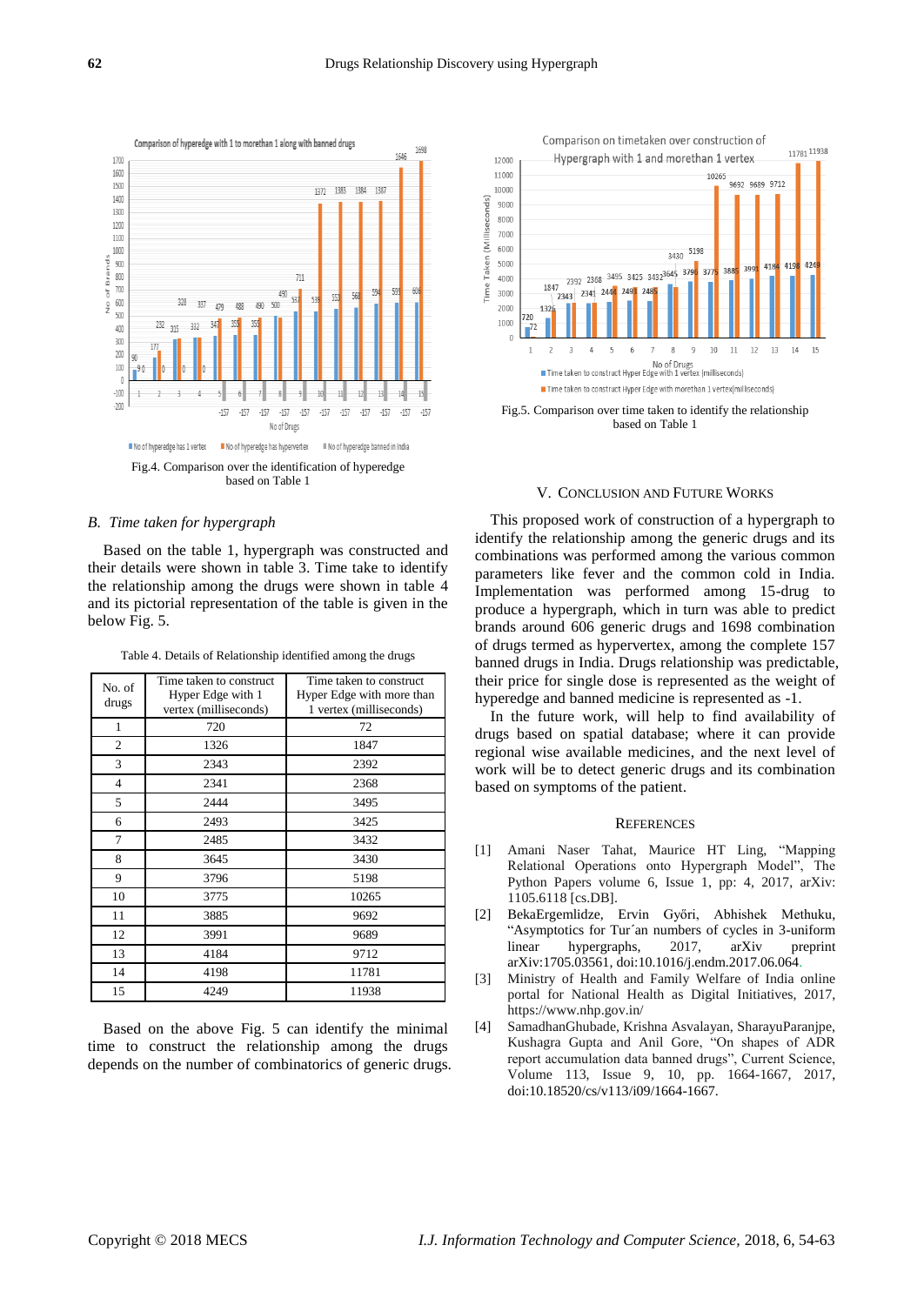Fig.4. Comparison over the identification of hyperedge based on Table 1

Fig.5. Comparison over time taken to identify the relationship based on Table 1

### B. *Time taken for hypergraph*

Based on the table 1, hypergraph was constructed and their details were shown in table 3. Time taken to identify the relationship among the drugs were shown in table 4 and its pictorial representation of the table is given in the below Fig. 5.

Table 4. Details of Relationship identified among the drugs

| No. of drugs | Time taken to construct Hyper Edge with 1 vertex (milliseconds) | Time taken to construct Hyper Edge with more than 1 vertex (milliseconds) |
|---|---|---|
| 1 | 720 | 72 |
| 2 | 1326 | 1847 |
| 3 | 2343 | 2392 |
| 4 | 2341 | 2368 |
| 5 | 2444 | 3495 |
| 6 | 2493 | 3425 |
| 7 | 2485 | 3432 |
| 8 | 3645 | 3430 |
| 9 | 3796 | 5198 |
| 10 | 3775 | 10265 |
| 11 | 3885 | 9692 |
| 12 | 3991 | 9689 |
| 13 | 4184 | 9712 |
| 14 | 4198 | 11781 |
| 15 | 4249 | 11938 |

Based on the above Fig. 5 can identify the minimal time to construct the relationship among the drugs depends on the number of combinatorics of generic drugs.

## V. Conclusion and Future Works

This proposed work of construction of a hypergraph to identify the relationship among the generic drugs and its combinations was performed among the various common parameters like fever and the common cold in India. Implementation was performed among 15-drug to produce a hypergraph, which in turn was able to predict brands around 606 generic drugs and 1698 combination of drugs termed as hypervertex, among the complete 157 banned drugs in India. Drugs relationship was predictable, their price for single dose is represented as the weight of hyperedge and banned medicine is represented as -1.

In the future work, will help to find availability of drugs based on spatial database; where it can provide regional wise available medicines, and the next level of work will be to detect generic drugs and its combination based on symptoms of the patient.

## References

[1] Amani Naser Tahat, Maurice HT Ling, "Mapping Relational Operations onto Hypergraph Model", The Python Papers volume 6, Issue 1, pp: 4, 2017, arXiv: 1105.6118 [cs.DB].

[2] BekaErgemlidze, Ervin Győri, Abhishek Methuku, "Asymptotics for Tur´an numbers of cycles in 3-uniform linear hypergraphs, 2017, arXiv preprint arXiv:1705.03561, doi:10.1016/j.endm.2017.06.064.

[3] Ministry of Health and Family Welfare of India online portal for National Health as Digital Initiatives, 2017, https://www.nhp.gov.in/

[4] SamadhanGhubade, Krishna Asvalayan, SharayuParanjpe, Kushagra Gupta and Anil Gore, "On shapes of ADR report accumulation data banned drugs", Current Science, Volume 113, Issue 9, 10, pp. 1664-1667, 2017, doi:10.18520/cs/v113/i09/1664-1667.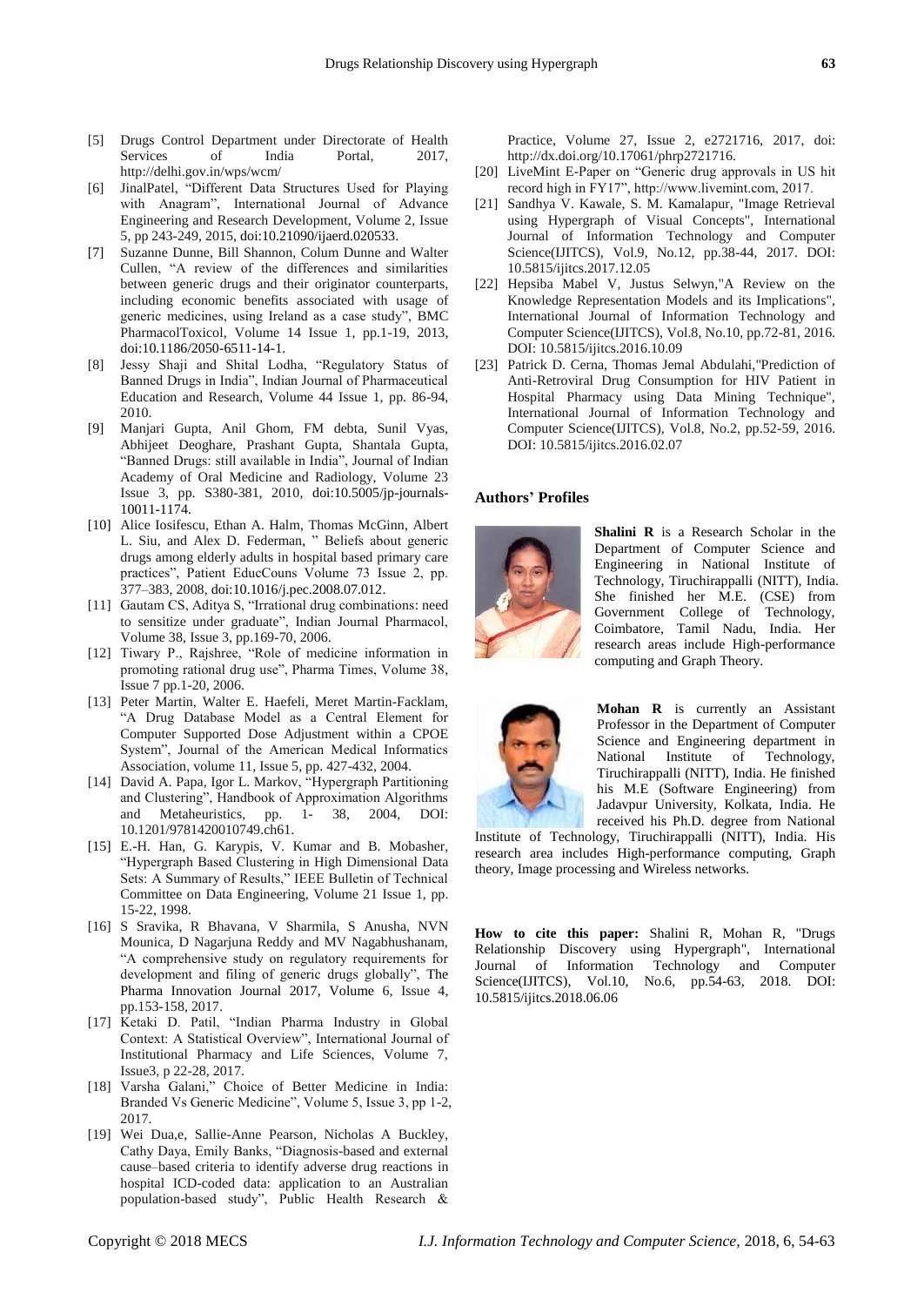[5] Drugs Control Department under Directorate of Health Services of India Portal, 2017, http://delhi.gov.in/wps/wcm/

[6] JinalPatel, "Different Data Structures Used for Playing with Anagram", International Journal of Advance Engineering and Research Development, Volume 2, Issue 5, pp 243-249, 2015, doi:10.21090/ijaerd.020533.

[7] Suzanne Dunne, Bill Shannon, Colum Dunne and Walter Cullen, "A review of the differences and similarities between generic drugs and their originator counterparts, including economic benefits associated with usage of generic medicines, using Ireland as a case study", BMC PharmacolToxicol, Volume 14 Issue 1, pp.1-19, 2013, doi:10.1186/2050-6511-14-1.

[8] Jessy Shaji and Shital Lodha, "Regulatory Status of Banned Drugs in India", Indian Journal of Pharmaceutical Education and Research, Volume 44 Issue 1, pp. 86-94, 2010.

[9] Manjari Gupta, Anil Ghom, FM debta, Sunil Vyas, Abhijeet Deoghare, Prashant Gupta, Shantala Gupta, "Banned Drugs: still available in India", Journal of Indian Academy of Oral Medicine and Radiology, Volume 23 Issue 3, pp. S380-381, 2010, doi:10.5005/jp-journals-10011-1174.

[10] Alice Iosifescu, Ethan A. Halm, Thomas McGinn, Albert L. Siu, and Alex D. Federman, " Beliefs about generic drugs among elderly adults in hospital based primary care practices", Patient EducCouns Volume 73 Issue 2, pp. 377–383, 2008, doi:10.1016/j.pec.2008.07.012.

[11] Gautam CS, Aditya S, "Irrational drug combinations: need to sensitize under graduate", Indian Journal Pharmacol, Volume 38, Issue 3, pp.169-70, 2006.

[12] Tiwary P., Rajshree, "Role of medicine information in promoting rational drug use", Pharma Times, Volume 38, Issue 7 pp.1-20, 2006.

[13] Peter Martin, Walter E. Haefeli, Meret Martin-Facklam, "A Drug Database Model as a Central Element for Computer Supported Dose Adjustment within a CPOE System", Journal of the American Medical Informatics Association, volume 11, Issue 5, pp. 427-432, 2004.

[14] David A. Papa, Igor L. Markov, "Hypergraph Partitioning and Clustering", Handbook of Approximation Algorithms and Metaheuristics, pp. 1- 38, 2004, DOI: 10.1201/9781420010749.ch61.

[15] E.-H. Han, G. Karypis, V. Kumar and B. Mobasher, "Hypergraph Based Clustering in High Dimensional Data Sets: A Summary of Results," IEEE Bulletin of Technical Committee on Data Engineering, Volume 21 Issue 1, pp. 15-22, 1998.

[16] S Sravika, R Bhavana, V Sharmila, S Anusha, NVN Mounica, D Nagarjuna Reddy and MV Nagabhushanam, "A comprehensive study on regulatory requirements for development and filing of generic drugs globally", The Pharma Innovation Journal 2017, Volume 6, Issue 4, pp.153-158, 2017.

[17] Ketaki D. Patil, "Indian Pharma Industry in Global Context: A Statistical Overview", International Journal of Institutional Pharmacy and Life Sciences, Volume 7, Issue3, p 22-28, 2017.

[18] Varsha Galani," Choice of Better Medicine in India: Branded Vs Generic Medicine", Volume 5, Issue 3, pp 1-2, 2017.

[19] Wei Dua,e, Sallie-Anne Pearson, Nicholas A Buckley, Cathy Daya, Emily Banks, "Diagnosis-based and external cause–based criteria to identify adverse drug reactions in hospital ICD-coded data: application to an Australian population-based study", Public Health Research & Practice, Volume 27, Issue 2, e2721716, 2017, doi: http://dx.doi.org/10.17061/phrp2721716.

[20] LiveMint E-Paper on "Generic drug approvals in US hit record high in FY17", http://www.livemint.com, 2017.

[21] Sandhya V. Kawale, S. M. Kamalapur, "Image Retrieval using Hypergraph of Visual Concepts", International Journal of Information Technology and Computer Science(IJITCS), Vol.9, No.12, pp.38-44, 2017. DOI: 10.5815/ijitcs.2017.12.05

[22] Hepsiba Mabel V, Justus Selwyn,"A Review on the Knowledge Representation Models and its Implications", International Journal of Information Technology and Computer Science(IJITCS), Vol.8, No.10, pp.72-81, 2016. DOI: 10.5815/ijitcs.2016.10.09

[23] Patrick D. Cerna, Thomas Jemal Abdulahi,"Prediction of Anti-Retroviral Drug Consumption for HIV Patient in Hospital Pharmacy using Data Mining Technique", International Journal of Information Technology and Computer Science(IJITCS), Vol.8, No.2, pp.52-59, 2016. DOI: 10.5815/ijitcs.2016.02.07

## Authors' Profiles

**Shalini R** is a Research Scholar in the Department of Computer Science and Engineering in National Institute of Technology, Tiruchirappalli (NITT), India. She finished her M.E. (CSE) from Government College of Technology, Coimbatore, Tamil Nadu, India. Her research areas include High-performance computing and Graph Theory.

**Mohan R** is currently an Assistant Professor in the Department of Computer Science and Engineering department in National Institute of Technology, Tiruchirappalli (NITT), India. He finished his M.E (Software Engineering) from Jadavpur University, Kolkata, India. He received his Ph.D. degree from National Institute of Technology, Tiruchirappalli (NITT), India. His research area includes High-performance computing, Graph theory, Image processing and Wireless networks.

**How to cite this paper:** Shalini R, Mohan R, "Drugs Relationship Discovery using Hypergraph", International Journal of Information Technology and Computer Science(IJITCS), Vol.10, No.6, pp.54-63, 2018. DOI: 10.5815/ijitcs.2018.06.06